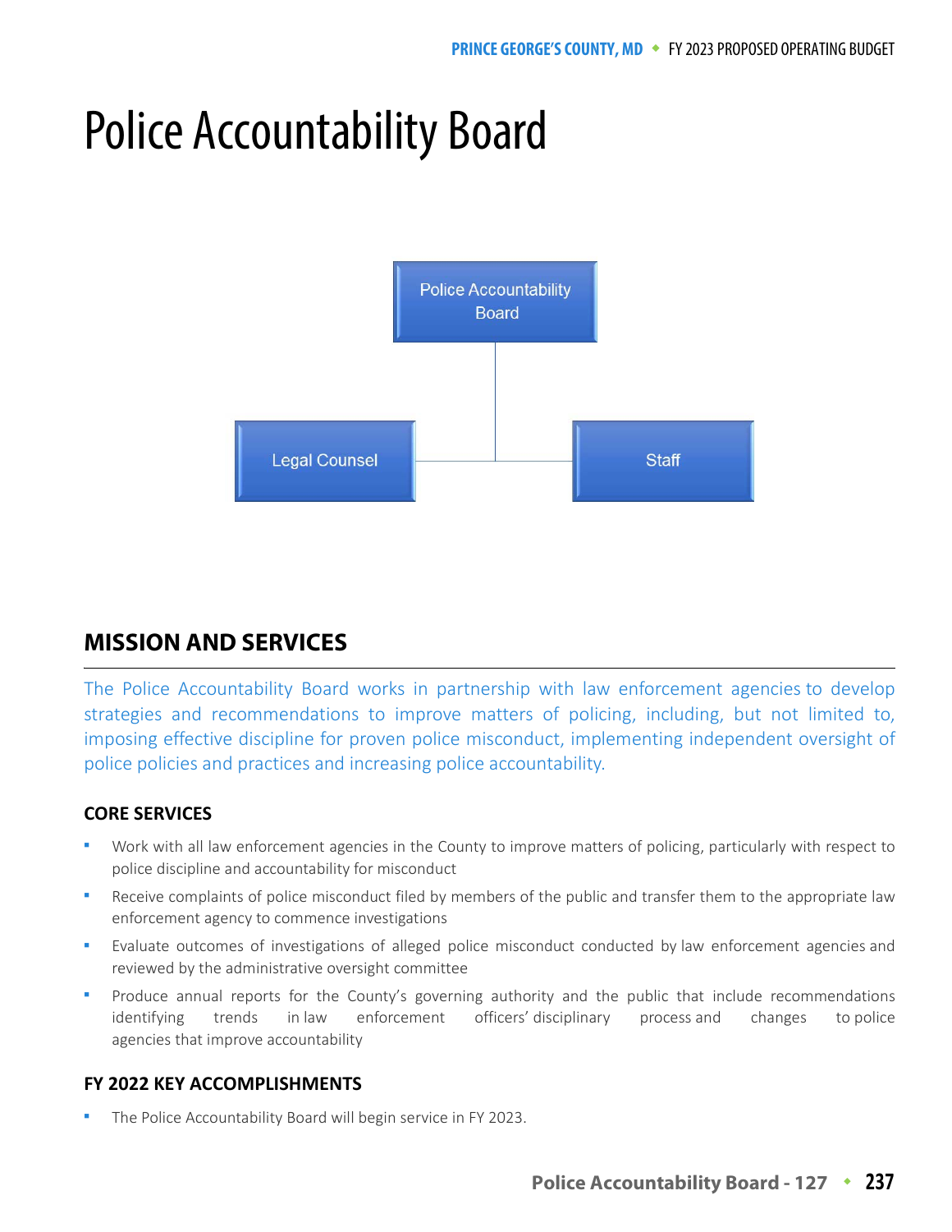# Police Accountability Board

Police Accountability Board

Legal Counsel

Staff

## MISSION AND SERVICES

The Police Accountability Board works in partnership with law enforcement agencies to develop strategies and recommendations to improve matters of policing, including, but not limited to, imposing effective discipline for proven police misconduct, implementing independent oversight of police policies and practices and increasing police accountability.

### CORE SERVICES

- Work with all law enforcement agencies in the County to improve matters of policing, particularly with respect to police discipline and accountability for misconduct
- Receive complaints of police misconduct filed by members of the public and transfer them to the appropriate law enforcement agency to commence investigations
- Evaluate outcomes of investigations of alleged police misconduct conducted by law enforcement agencies and reviewed by the administrative oversight committee
- Produce annual reports for the County's governing authority and the public that include recommendations identifying trends in law enforcement officers' disciplinary process and changes to police agencies that improve accountability

### FY 2022 KEY ACCOMPLISHMENTS

- The Police Accountability Board will begin service in FY 2023.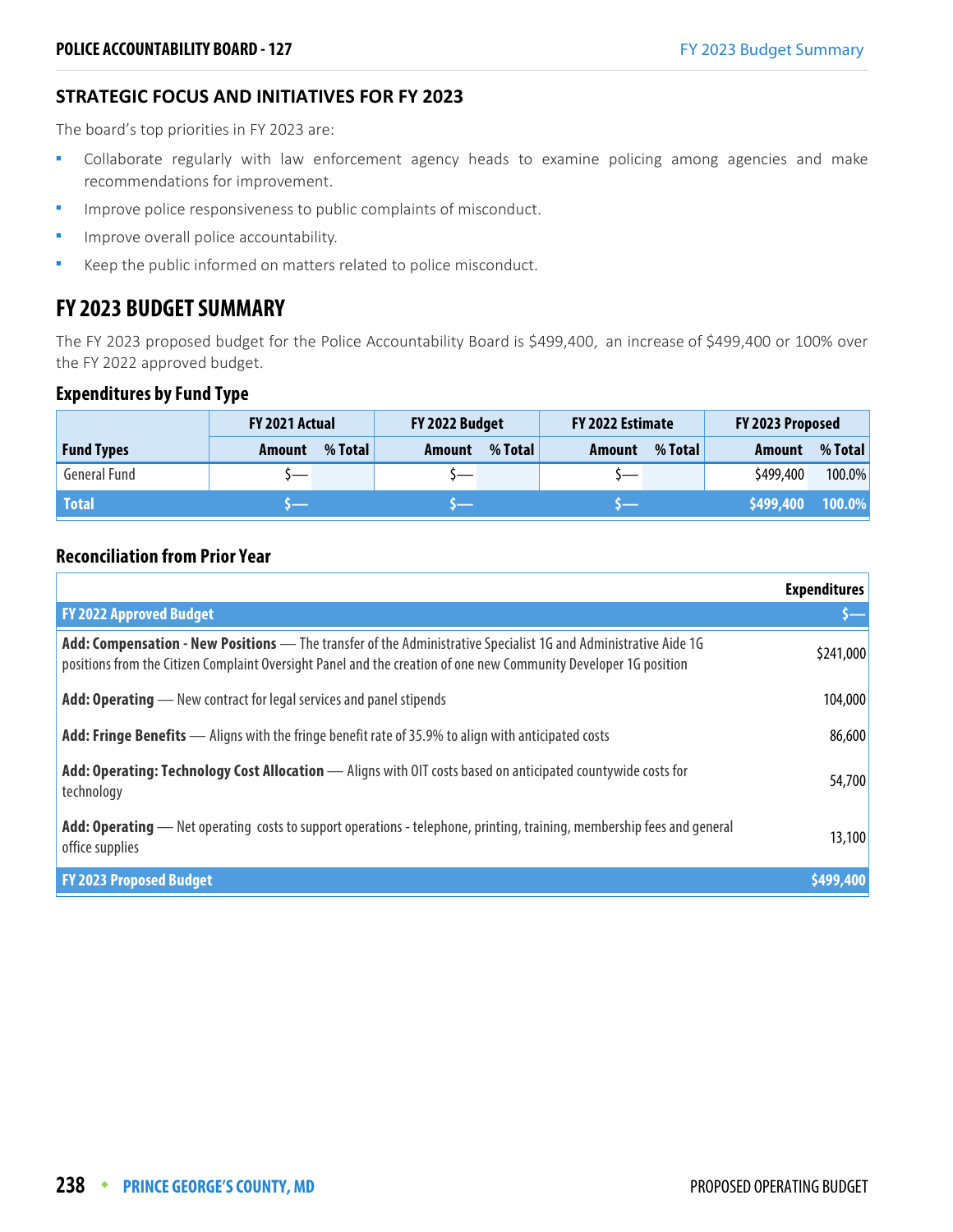## STRATEGIC FOCUS AND INITIATIVES FOR FY 2023

The board's top priorities in FY 2023 are:

- Collaborate regularly with law enforcement agency heads to examine policing among agencies and make recommendations for improvement.
- Improve police responsiveness to public complaints of misconduct.
- Improve overall police accountability.
- Keep the public informed on matters related to police misconduct.

# FY 2023 BUDGET SUMMARY

The FY 2023 proposed budget for the Police Accountability Board is $499,400, an increase of $499,400 or 100% over the FY 2022 approved budget.

### Expenditures by Fund Type

| | FY 2021 Actual | | FY 2022 Budget | | FY 2022 Estimate | | FY 2023 Proposed | |
|---|---|---|---|---|---|---|---|---|
| **Fund Types** | **Amount** | **% Total** | **Amount** | **% Total** | **Amount** | **% Total** | **Amount** | **% Total** |
| General Fund | $— | | $— | | $— | | $499,400 | 100.0% |
| **Total** | **$—** | | **$—** | | **$—** | | **$499,400** | **100.0%** |

### Reconciliation from Prior Year

| | Expenditures |
|---|---|
| **FY 2022 Approved Budget** | **$—** |
| **Add: Compensation - New Positions** — The transfer of the Administrative Specialist 1G and Administrative Aide 1G positions from the Citizen Complaint Oversight Panel and the creation of one new Community Developer 1G position | $241,000 |
| **Add: Operating** — New contract for legal services and panel stipends | 104,000 |
| **Add: Fringe Benefits** — Aligns with the fringe benefit rate of 35.9% to align with anticipated costs | 86,600 |
| **Add: Operating: Technology Cost Allocation** — Aligns with OIT costs based on anticipated countywide costs for technology | 54,700 |
| **Add: Operating** — Net operating costs to support operations - telephone, printing, training, membership fees and general office supplies | 13,100 |
| **FY 2023 Proposed Budget** | **$499,400** |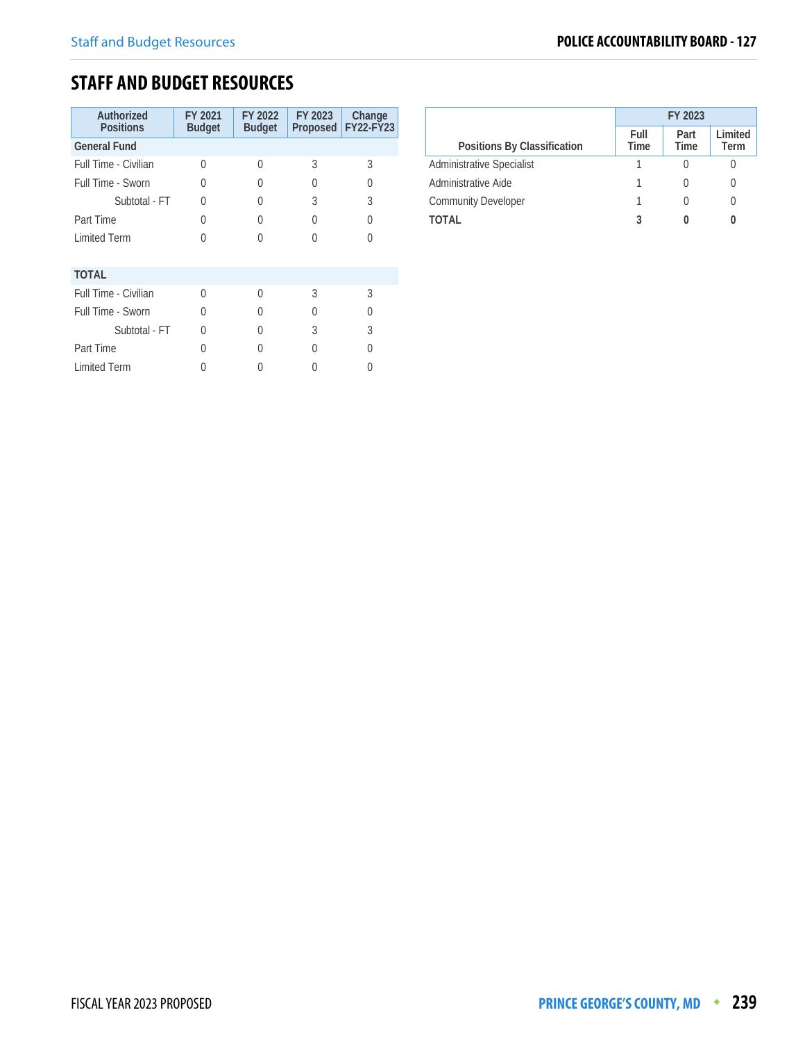## STAFF AND BUDGET RESOURCES

| Authorized Positions | FY 2021 Budget | FY 2022 Budget | FY 2023 Proposed | Change FY22-FY23 |
|---|---|---|---|---|
| **General Fund** | | | | |
| Full Time - Civilian | 0 | 0 | 3 | 3 |
| Full Time - Sworn | 0 | 0 | 0 | 0 |
| Subtotal - FT | 0 | 0 | 3 | 3 |
| Part Time | 0 | 0 | 0 | 0 |
| Limited Term | 0 | 0 | 0 | 0 |
| | | | | |
| **TOTAL** | | | | |
| Full Time - Civilian | 0 | 0 | 3 | 3 |
| Full Time - Sworn | 0 | 0 | 0 | 0 |
| Subtotal - FT | 0 | 0 | 3 | 3 |
| Part Time | 0 | 0 | 0 | 0 |
| Limited Term | 0 | 0 | 0 | 0 |

| Positions By Classification | FY 2023 | | |
|---|---|---|---|
| | Full Time | Part Time | Limited Term |
| Administrative Specialist | 1 | 0 | 0 |
| Administrative Aide | 1 | 0 | 0 |
| Community Developer | 1 | 0 | 0 |
| **TOTAL** | **3** | **0** | **0** |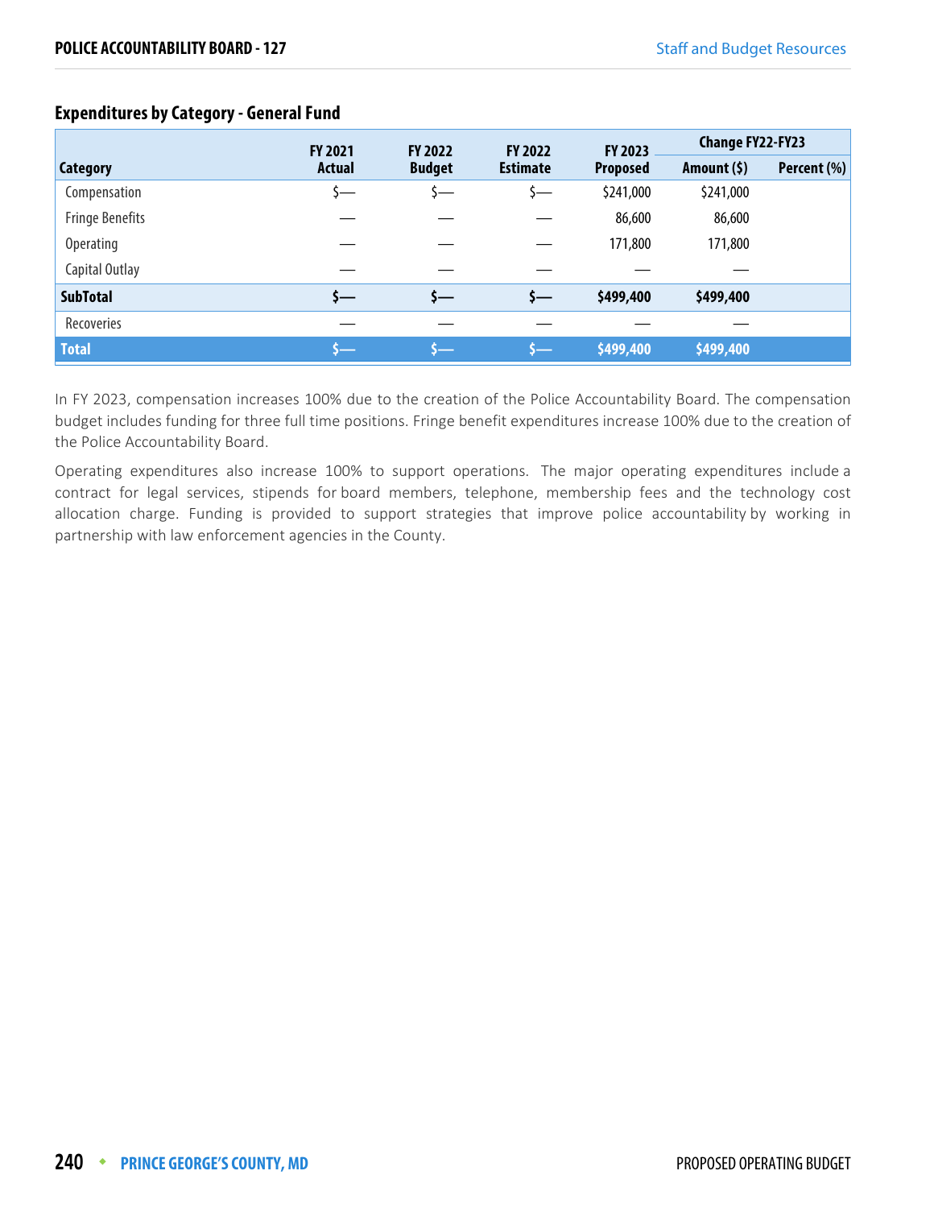## Expenditures by Category - General Fund

| Category | FY 2021 Actual | FY 2022 Budget | FY 2022 Estimate | FY 2023 Proposed | Change FY22-FY23 | |
|---|---|---|---|---|---|---|
| | | | | | Amount ($) | Percent (%) |
| Compensation | $— | $— | $— | $241,000 | $241,000 | |
| Fringe Benefits | — | — | — | 86,600 | 86,600 | |
| Operating | — | — | — | 171,800 | 171,800 | |
| Capital Outlay | — | — | — | — | — | |
| **SubTotal** | **$—** | **$—** | **$—** | **$499,400** | **$499,400** | |
| Recoveries | — | — | — | — | — | |
| **Total** | **$—** | **$—** | **$—** | **$499,400** | **$499,400** | |

In FY 2023, compensation increases 100% due to the creation of the Police Accountability Board. The compensation budget includes funding for three full time positions. Fringe benefit expenditures increase 100% due to the creation of the Police Accountability Board.

Operating expenditures also increase 100% to support operations. The major operating expenditures include a contract for legal services, stipends for board members, telephone, membership fees and the technology cost allocation charge. Funding is provided to support strategies that improve police accountability by working in partnership with law enforcement agencies in the County.